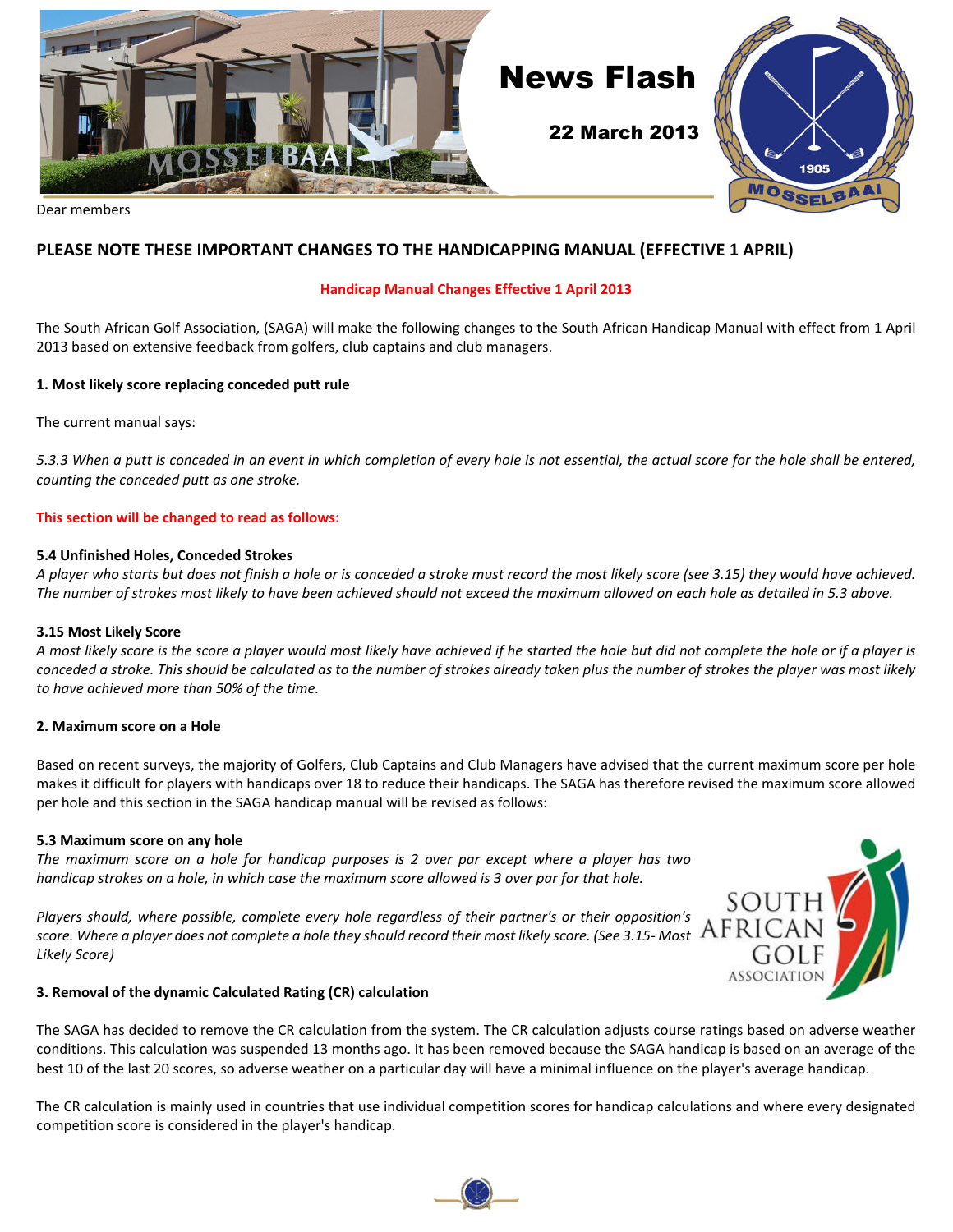# News Flash

**22 March 2013**

Dear members

## PLEASE NOTE THESE IMPORTANT CHANGES TO THE HANDICAPPING MANUAL (EFFECTIVE 1 APRIL)

**Handicap Manual Changes Effective 1 April 2013**

The South African Golf Association, (SAGA) will make the following changes to the South African Handicap Manual with effect from 1 April 2013 based on extensive feedback from golfers, club captains and club managers.

**1. Most likely score replacing conceded putt rule**

The current manual says:

*5.3.3 When a putt is conceded in an event in which completion of every hole is not essential, the actual score for the hole shall be entered, counting the conceded putt as one stroke.*

**This section will be changed to read as follows:**

**5.4 Unfinished Holes, Conceded Strokes**
*A player who starts but does not finish a hole or is conceded a stroke must record the most likely score (see 3.15) they would have achieved. The number of strokes most likely to have been achieved should not exceed the maximum allowed on each hole as detailed in 5.3 above.*

**3.15 Most Likely Score**
*A most likely score is the score a player would most likely have achieved if he started the hole but did not complete the hole or if a player is conceded a stroke. This should be calculated as to the number of strokes already taken plus the number of strokes the player was most likely to have achieved more than 50% of the time.*

**2. Maximum score on a Hole**

Based on recent surveys, the majority of Golfers, Club Captains and Club Managers have advised that the current maximum score per hole makes it difficult for players with handicaps over 18 to reduce their handicaps. The SAGA has therefore revised the maximum score allowed per hole and this section in the SAGA handicap manual will be revised as follows:

**5.3 Maximum score on any hole**
*The maximum score on a hole for handicap purposes is 2 over par except where a player has two handicap strokes on a hole, in which case the maximum score allowed is 3 over par for that hole.*

*Players should, where possible, complete every hole regardless of their partner's or their opposition's score. Where a player does not complete a hole they should record their most likely score. (See 3.15- Most Likely Score)*

**3. Removal of the dynamic Calculated Rating (CR) calculation**

The SAGA has decided to remove the CR calculation from the system. The CR calculation adjusts course ratings based on adverse weather conditions. This calculation was suspended 13 months ago. It has been removed because the SAGA handicap is based on an average of the best 10 of the last 20 scores, so adverse weather on a particular day will have a minimal influence on the player's average handicap.

The CR calculation is mainly used in countries that use individual competition scores for handicap calculations and where every designated competition score is considered in the player's handicap.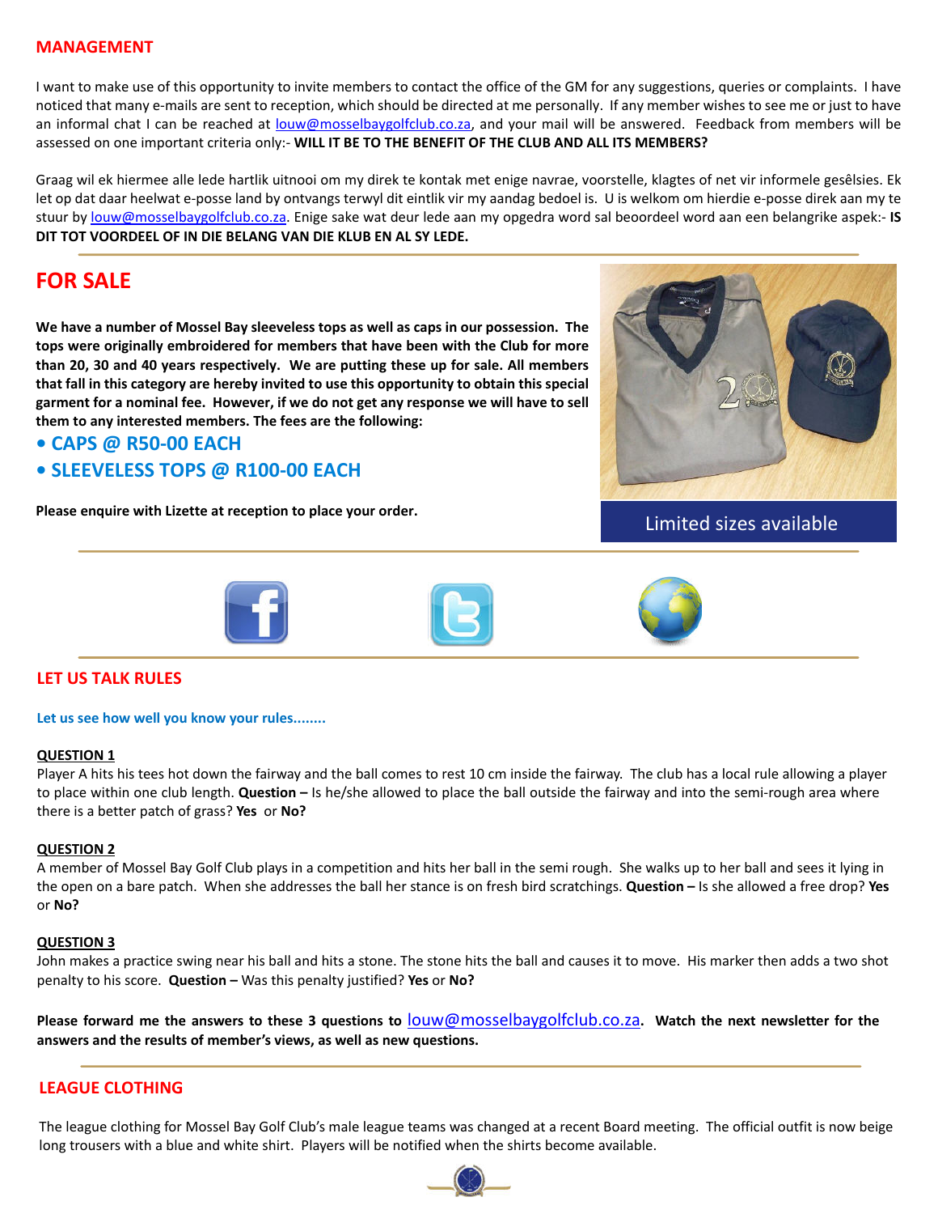## MANAGEMENT

I want to make use of this opportunity to invite members to contact the office of the GM for any suggestions, queries or complaints. I have noticed that many e-mails are sent to reception, which should be directed at me personally. If any member wishes to see me or just to have an informal chat I can be reached at louw@mosselbaygolfclub.co.za, and your mail will be answered. Feedback from members will be assessed on one important criteria only:- **WILL IT BE TO THE BENEFIT OF THE CLUB AND ALL ITS MEMBERS?**

Graag wil ek hiermee alle lede hartlik uitnooi om my direk te kontak met enige navrae, voorstelle, klagtes of net vir informele gesêlsies. Ek let op dat daar heelwat e-posse land by ontvangs terwyl dit eintlik vir my aandag bedoel is. U is welkom om hierdie e-posse direk aan my te stuur by louw@mosselbaygolfclub.co.za. Enige sake wat deur lede aan my opgedra word sal beoordeel word aan een belangrike aspek:- **IS DIT TOT VOORDEEL OF IN DIE BELANG VAN DIE KLUB EN AL SY LEDE.**

## FOR SALE

**We have a number of Mossel Bay sleeveless tops as well as caps in our possession. The tops were originally embroidered for members that have been with the Club for more than 20, 30 and 40 years respectively. We are putting these up for sale. All members that fall in this category are hereby invited to use this opportunity to obtain this special garment for a nominal fee. However, if we do not get any response we will have to sell them to any interested members. The fees are the following:**

- **CAPS @ R50-00 EACH**
- **SLEEVELESS TOPS @ R100-00 EACH**

**Please enquire with Lizette at reception to place your order.**

Limited sizes available

## LET US TALK RULES

**Let us see how well you know your rules........**

**QUESTION 1**

Player A hits his tees hot down the fairway and the ball comes to rest 10 cm inside the fairway. The club has a local rule allowing a player to place within one club length. **Question –** Is he/she allowed to place the ball outside the fairway and into the semi-rough area where there is a better patch of grass? **Yes** or **No?**

**QUESTION 2**

A member of Mossel Bay Golf Club plays in a competition and hits her ball in the semi rough. She walks up to her ball and sees it lying in the open on a bare patch. When she addresses the ball her stance is on fresh bird scratchings. **Question –** Is she allowed a free drop? **Yes** or **No?**

**QUESTION 3**

John makes a practice swing near his ball and hits a stone. The stone hits the ball and causes it to move. His marker then adds a two shot penalty to his score. **Question –** Was this penalty justified? **Yes** or **No?**

**Please forward me the answers to these 3 questions to** louw@mosselbaygolfclub.co.za**. Watch the next newsletter for the answers and the results of member's views, as well as new questions.**

## LEAGUE CLOTHING

The league clothing for Mossel Bay Golf Club's male league teams was changed at a recent Board meeting. The official outfit is now beige long trousers with a blue and white shirt. Players will be notified when the shirts become available.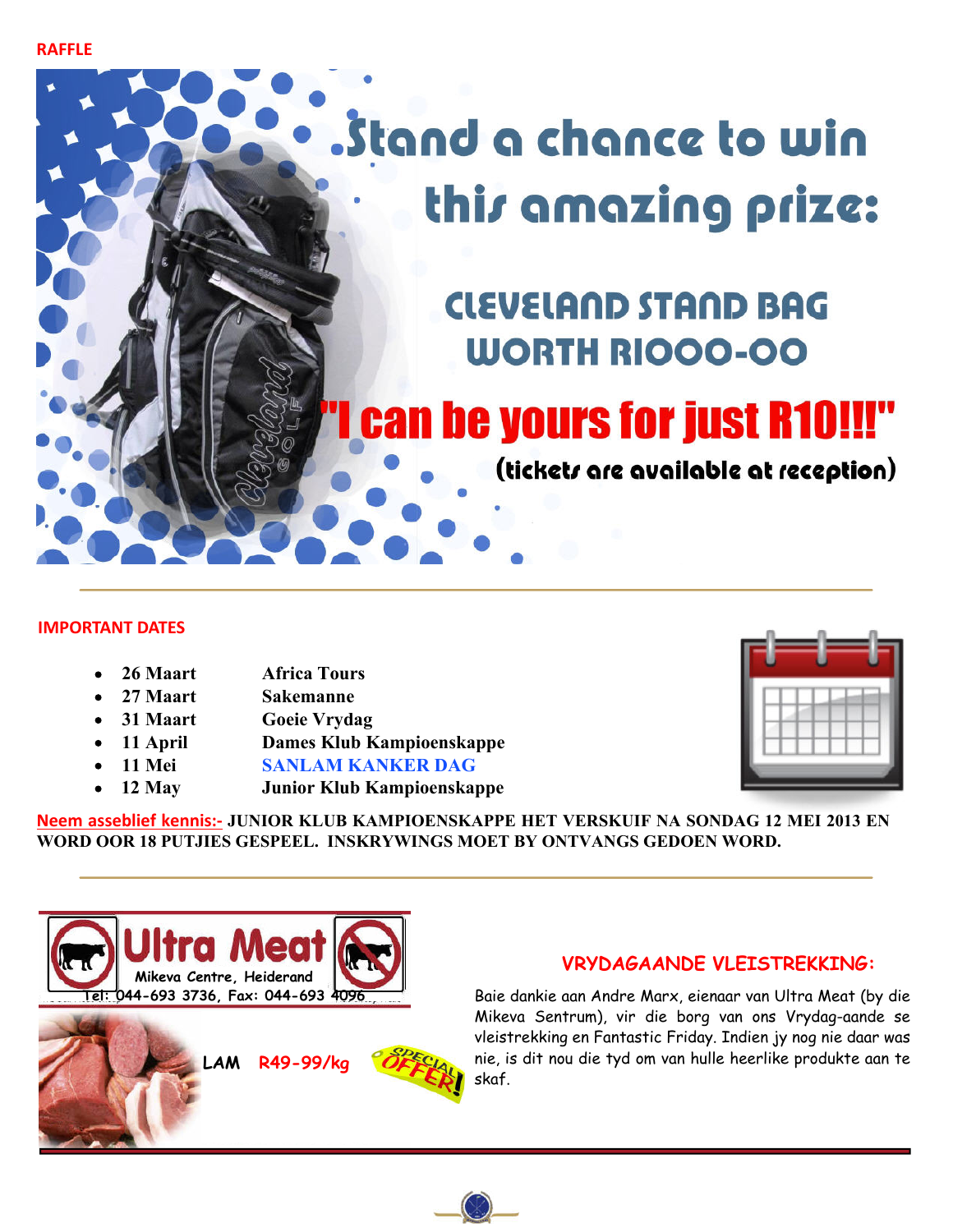## RAFFLE

# Stand a chance to win this amazing prize:

## CLEVELAND STAND BAG WORTH R1000-00

**"I can be yours for just R10!!!"**

(tickets are available at reception)

---

## IMPORTANT DATES

- 26 Maart — Africa Tours
- 27 Maart — Sakemanne
- 31 Maart — Goeie Vrydag
- 11 April — Dames Klub Kampioenskappe
- 11 Mei — SANLAM KANKER DAG
- 12 May — Junior Klub Kampioenskappe

Neem asseblief kennis:- **JUNIOR KLUB KAMPIOENSKAPPE HET VERSKUIF NA SONDAG 12 MEI 2013 EN WORD OOR 18 PUTJIES GESPEEL. INSKRYWINGS MOET BY ONTVANGS GEDOEN WORD.**

---

**Ultra Meat**
Mikeva Centre, Heiderand
Tel: 044-693 3736, Fax: 044-693 4096

LAM R49-99/kg

SPECIAL OFFER!

## VRYDAGAANDE VLEISTREKKING:

Baie dankie aan Andre Marx, eienaar van Ultra Meat (by die Mikeva Sentrum), vir die borg van ons Vrydag-aande se vleistrekking en Fantastic Friday. Indien jy nog nie daar was nie, is dit nou die tyd om van hulle heerlike produkte aan te skaf.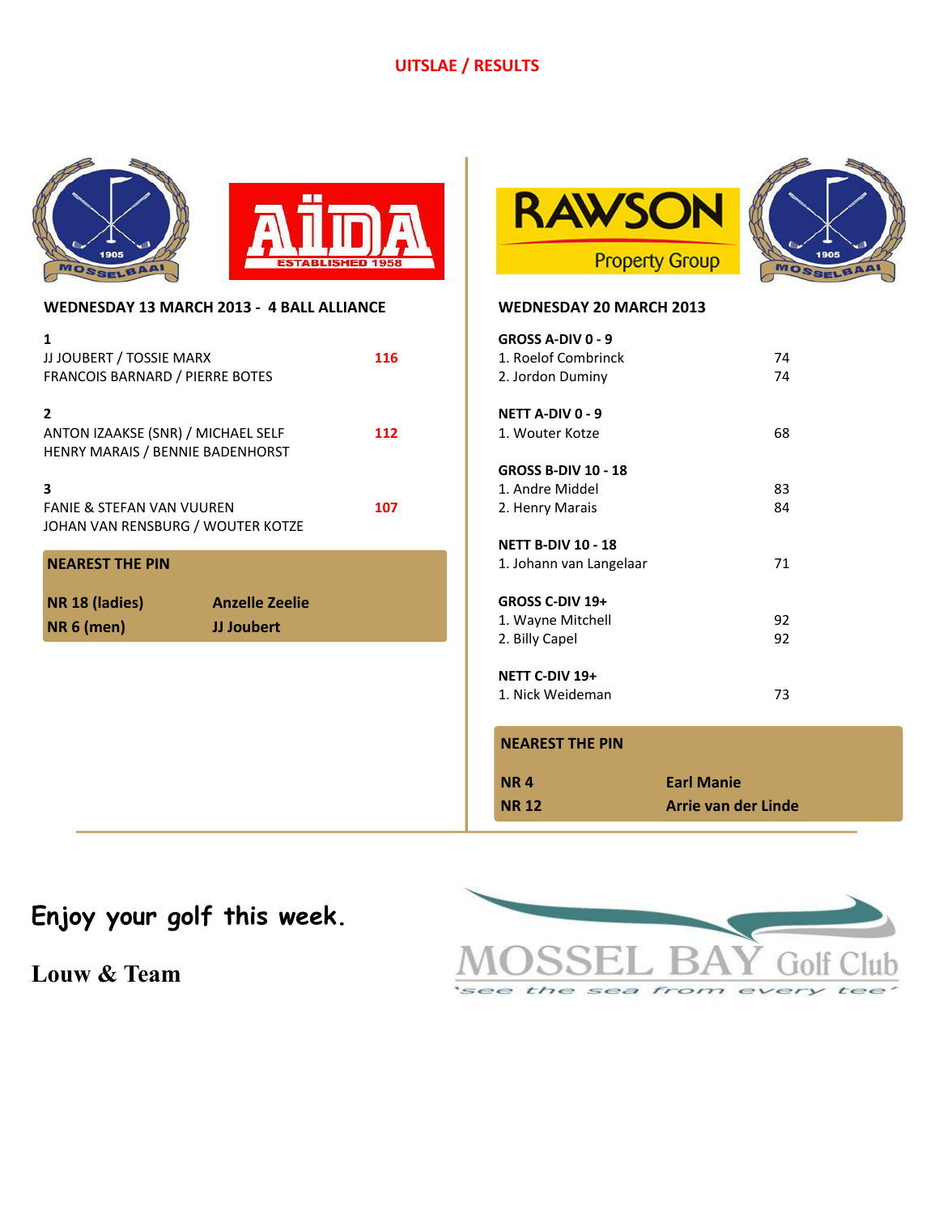# UITSLAE / RESULTS

## WEDNESDAY 13 MARCH 2013 - 4 BALL ALLIANCE

| Position | Players | Score |
|---|---|---|
| 1 | JJ JOUBERT / TOSSIE MARX<br>FRANCOIS BARNARD / PIERRE BOTES | 116 |
| 2 | ANTON IZAAKSE (SNR) / MICHAEL SELF<br>HENRY MARAIS / BENNIE BADENHORST | 112 |
| 3 | FANIE & STEFAN VAN VUUREN<br>JOHAN VAN RENSBURG / WOUTER KOTZE | 107 |

**NEAREST THE PIN**

| | |
|---|---|
| **NR 18 (ladies)** | **Anzelle Zeelie** |
| **NR 6 (men)** | **JJ Joubert** |

## WEDNESDAY 20 MARCH 2013

**GROSS A-DIV 0 - 9**

1. Roelof Combrinck 74
2. Jordon Duminy 74

**NETT A-DIV 0 - 9**

1. Wouter Kotze 68

**GROSS B-DIV 10 - 18**

1. Andre Middel 83
2. Henry Marais 84

**NETT B-DIV 10 - 18**

1. Johann van Langelaar 71

**GROSS C-DIV 19+**

1. Wayne Mitchell 92
2. Billy Capel 92

**NETT C-DIV 19+**

1. Nick Weideman 73

**NEAREST THE PIN**

| | |
|---|---|
| **NR 4** | **Earl Manie** |
| **NR 12** | **Arrie van der Linde** |

**Enjoy your golf this week.**

**Louw & Team**

MOSSEL BAY Golf Club
'see the sea from every tee'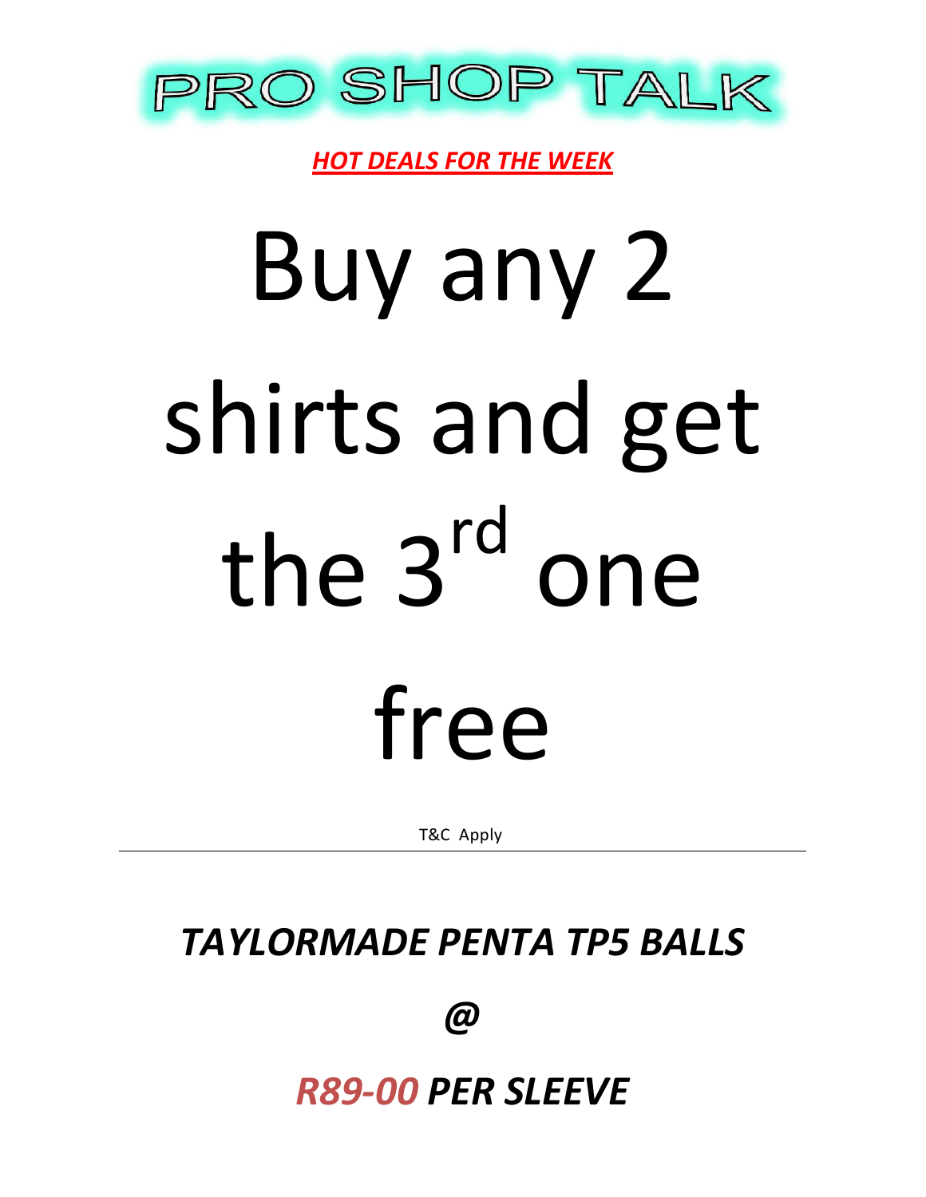# PRO SHOP TALK

***HOT DEALS FOR THE WEEK***

# Buy any 2 shirts and get the 3rd one free

T&C Apply

---

## *TAYLORMADE PENTA TP5 BALLS*

## *@*

## *R89-00 PER SLEEVE*